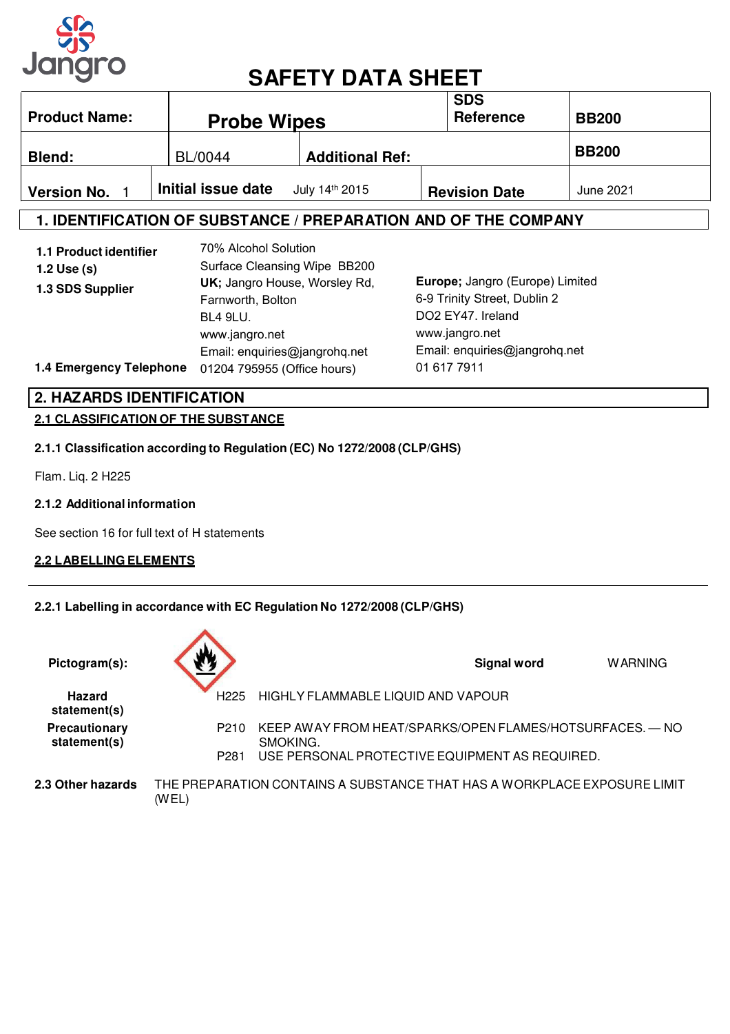# SAFETY DATA SHEET

| Product Name: | Probe Wipes | | SDS Reference | BB200 |
|---|---|---|---|---|
| Blend: | BL/0044 | Additional Ref: | | BB200 |
| Version No. 1 | Initial issue date July 14th 2015 | | Revision Date | June 2021 |

## 1. IDENTIFICATION OF SUBSTANCE / PREPARATION AND OF THE COMPANY

**1.1 Product identifier** 70% Alcohol Solution

**1.2 Use (s)** Surface Cleansing Wipe BB200

**1.3 SDS Supplier**

**UK;** Jangro House, Worsley Rd, Farnworth, Bolton BL4 9LU.
www.jangro.net
Email: enquiries@jangrohq.net

**Europe;** Jangro (Europe) Limited
6-9 Trinity Street, Dublin 2
DO2 EY47. Ireland
www.jangro.net
Email: enquiries@jangrohq.net

**1.4 Emergency Telephone** 01204 795955 (Office hours) 01 617 7911

## 2. HAZARDS IDENTIFICATION

### 2.1 CLASSIFICATION OF THE SUBSTANCE

**2.1.1 Classification according to Regulation (EC) No 1272/2008 (CLP/GHS)**

Flam. Liq. 2 H225

**2.1.2 Additional information**

See section 16 for full text of H statements

### 2.2 LABELLING ELEMENTS

**2.2.1 Labelling in accordance with EC Regulation No 1272/2008 (CLP/GHS)**

**Pictogram(s):** **Signal word** WARNING

**Hazard statement(s)**
H225 HIGHLY FLAMMABLE LIQUID AND VAPOUR

**Precautionary statement(s)**
P210 KEEP AWAY FROM HEAT/SPARKS/OPEN FLAMES/HOTSURFACES. — NO SMOKING.
P281 USE PERSONAL PROTECTIVE EQUIPMENT AS REQUIRED.

**2.3 Other hazards** THE PREPARATION CONTAINS A SUBSTANCE THAT HAS A WORKPLACE EXPOSURE LIMIT (WEL)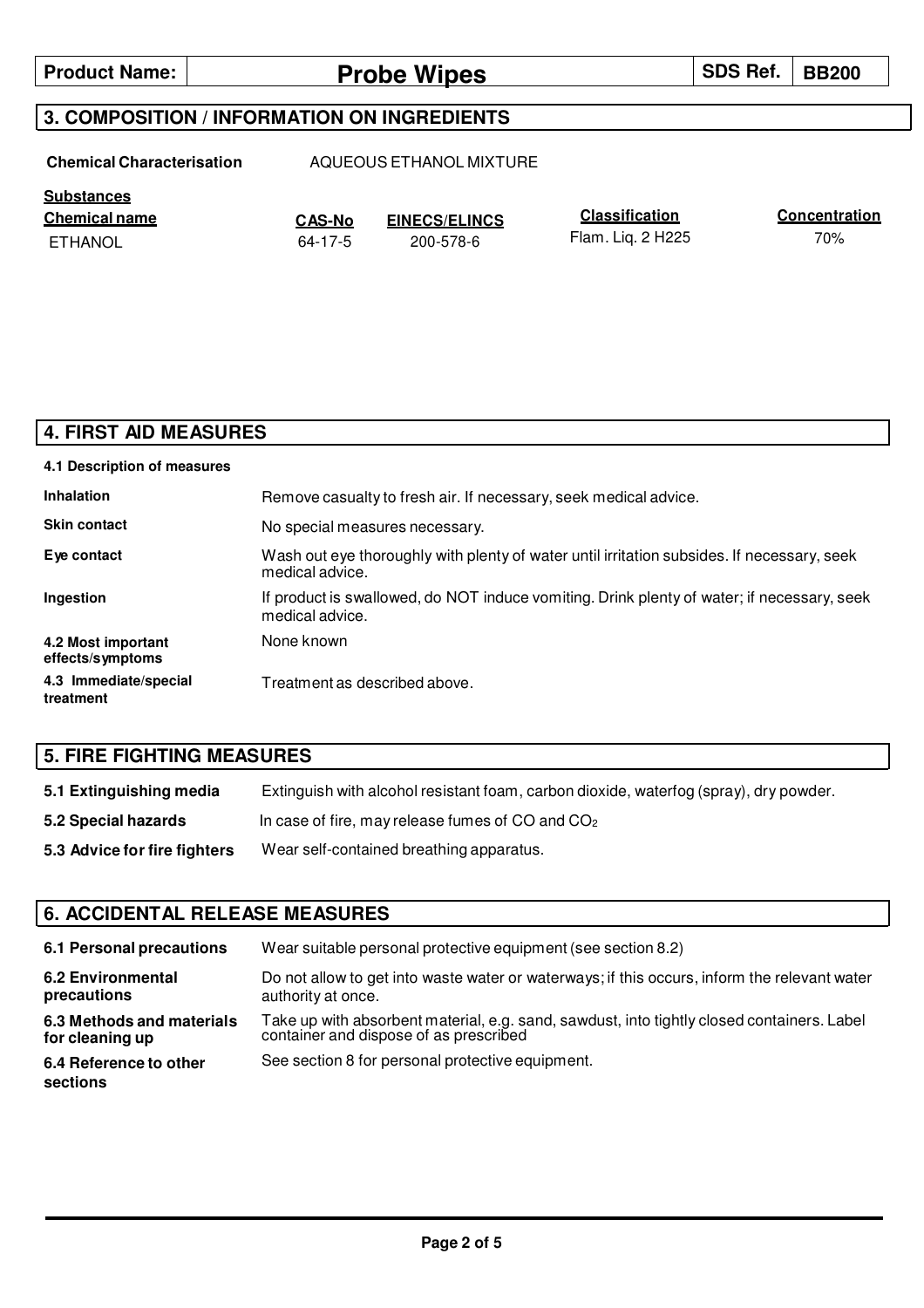| Product Name: | Probe Wipes | SDS Ref. | BB200 |
|---|---|---|---|

## 3. COMPOSITION / INFORMATION ON INGREDIENTS

**Chemical Characterisation** AQUEOUS ETHANOL MIXTURE

**Substances**

| Chemical name | CAS-No | EINECS/ELINCS | Classification | Concentration |
|---|---|---|---|---|
| ETHANOL | 64-17-5 | 200-578-6 | Flam. Liq. 2 H225 | 70% |

## 4. FIRST AID MEASURES

**4.1 Description of measures**

| | |
|---|---|
| **Inhalation** | Remove casualty to fresh air. If necessary, seek medical advice. |
| **Skin contact** | No special measures necessary. |
| **Eye contact** | Wash out eye thoroughly with plenty of water until irritation subsides. If necessary, seek medical advice. |
| **Ingestion** | If product is swallowed, do NOT induce vomiting. Drink plenty of water; if necessary, seek medical advice. |
| **4.2 Most important effects/symptoms** | None known |
| **4.3 Immediate/special treatment** | Treatment as described above. |

## 5. FIRE FIGHTING MEASURES

| | |
|---|---|
| **5.1 Extinguishing media** | Extinguish with alcohol resistant foam, carbon dioxide, waterfog (spray), dry powder. |
| **5.2 Special hazards** | In case of fire, may release fumes of CO and $CO_2$ |
| **5.3 Advice for fire fighters** | Wear self-contained breathing apparatus. |

## 6. ACCIDENTAL RELEASE MEASURES

| | |
|---|---|
| **6.1 Personal precautions** | Wear suitable personal protective equipment (see section 8.2) |
| **6.2 Environmental precautions** | Do not allow to get into waste water or waterways; if this occurs, inform the relevant water authority at once. |
| **6.3 Methods and materials for cleaning up** | Take up with absorbent material, e.g. sand, sawdust, into tightly closed containers. Label container and dispose of as prescribed |
| **6.4 Reference to other sections** | See section 8 for personal protective equipment. |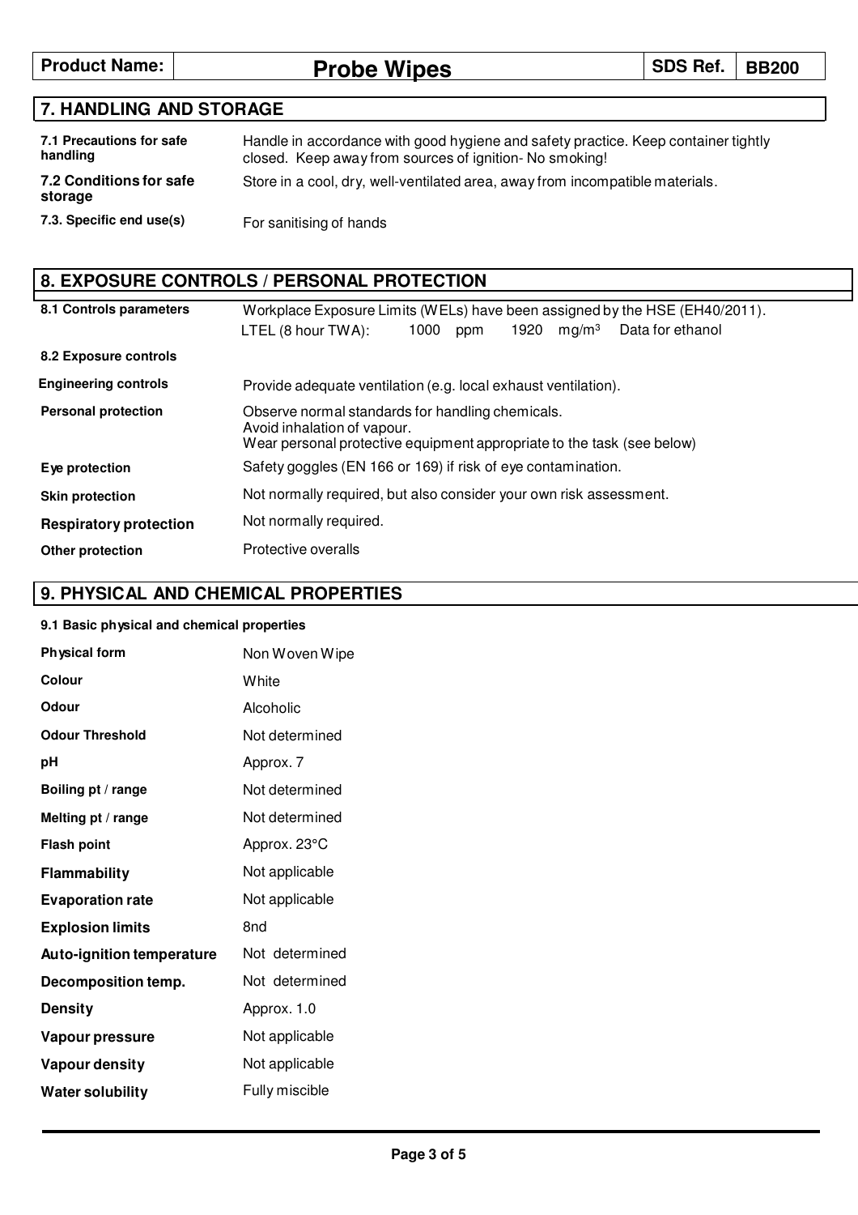| Product Name: | Probe Wipes | SDS Ref. | BB200 |
|---|---|---|---|

## 7. HANDLING AND STORAGE

| | |
|---|---|
| **7.1 Precautions for safe handling** | Handle in accordance with good hygiene and safety practice. Keep container tightly closed. Keep away from sources of ignition- No smoking! |
| **7.2 Conditions for safe storage** | Store in a cool, dry, well-ventilated area, away from incompatible materials. |
| **7.3. Specific end use(s)** | For sanitising of hands |

## 8. EXPOSURE CONTROLS / PERSONAL PROTECTION

| | |
|---|---|
| **8.1 Controls parameters** | Workplace Exposure Limits (WELs) have been assigned by the HSE (EH40/2011).<br>LTEL (8 hour TWA): 1000 ppm 1920 mg/m³ Data for ethanol |
| **8.2 Exposure controls** | |
| **Engineering controls** | Provide adequate ventilation (e.g. local exhaust ventilation). |
| **Personal protection** | Observe normal standards for handling chemicals.<br>Avoid inhalation of vapour.<br>Wear personal protective equipment appropriate to the task (see below) |
| **Eye protection** | Safety goggles (EN 166 or 169) if risk of eye contamination. |
| **Skin protection** | Not normally required, but also consider your own risk assessment. |
| **Respiratory protection** | Not normally required. |
| **Other protection** | Protective overalls |

## 9. PHYSICAL AND CHEMICAL PROPERTIES

**9.1 Basic physical and chemical properties**

| | |
|---|---|
| **Physical form** | Non Woven Wipe |
| **Colour** | White |
| **Odour** | Alcoholic |
| **Odour Threshold** | Not determined |
| **pH** | Approx. 7 |
| **Boiling pt / range** | Not determined |
| **Melting pt / range** | Not determined |
| **Flash point** | Approx. 23°C |
| **Flammability** | Not applicable |
| **Evaporation rate** | Not applicable |
| **Explosion limits** | 8nd |
| **Auto-ignition temperature** | Not determined |
| **Decomposition temp.** | Not determined |
| **Density** | Approx. 1.0 |
| **Vapour pressure** | Not applicable |
| **Vapour density** | Not applicable |
| **Water solubility** | Fully miscible |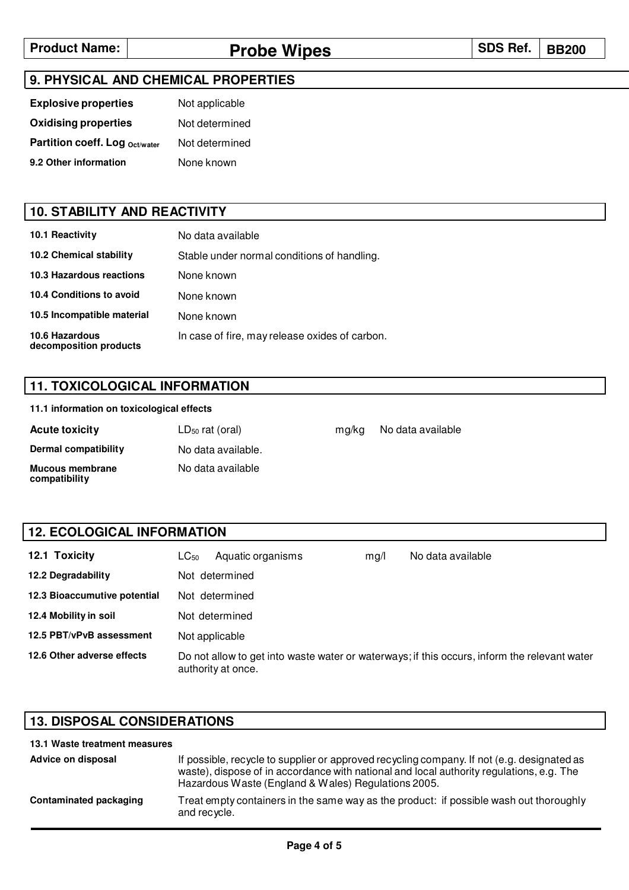| Product Name: | Probe Wipes | SDS Ref. | BB200 |
|---|---|---|---|

## 9. PHYSICAL AND CHEMICAL PROPERTIES

| | |
|---|---|
| **Explosive properties** | Not applicable |
| **Oxidising properties** | Not determined |
| **Partition coeff. Log $_{Oct/water}$** | Not determined |
| **9.2 Other information** | None known |

## 10. STABILITY AND REACTIVITY

| | |
|---|---|
| **10.1 Reactivity** | No data available |
| **10.2 Chemical stability** | Stable under normal conditions of handling. |
| **10.3 Hazardous reactions** | None known |
| **10.4 Conditions to avoid** | None known |
| **10.5 Incompatible material** | None known |
| **10.6 Hazardous decomposition products** | In case of fire, may release oxides of carbon. |

## 11. TOXICOLOGICAL INFORMATION

**11.1 information on toxicological effects**

| | | | |
|---|---|---|---|
| **Acute toxicity** | $LD_{50}$ rat (oral) | mg/kg | No data available |
| **Dermal compatibility** | No data available. | | |
| **Mucous membrane compatibility** | No data available | | |

## 12. ECOLOGICAL INFORMATION

| | | | |
|---|---|---|---|
| **12.1 Toxicity** | $LC_{50}$ Aquatic organisms | mg/l | No data available |
| **12.2 Degradability** | Not determined | | |
| **12.3 Bioaccumutive potential** | Not determined | | |
| **12.4 Mobility in soil** | Not determined | | |
| **12.5 PBT/vPvB assessment** | Not applicable | | |
| **12.6 Other adverse effects** | Do not allow to get into waste water or waterways; if this occurs, inform the relevant water authority at once. | | |

## 13. DISPOSAL CONSIDERATIONS

**13.1 Waste treatment measures**

| | |
|---|---|
| **Advice on disposal** | If possible, recycle to supplier or approved recycling company. If not (e.g. designated as waste), dispose of in accordance with national and local authority regulations, e.g. The Hazardous Waste (England & Wales) Regulations 2005. |
| **Contaminated packaging** | Treat empty containers in the same way as the product: if possible wash out thoroughly and recycle. |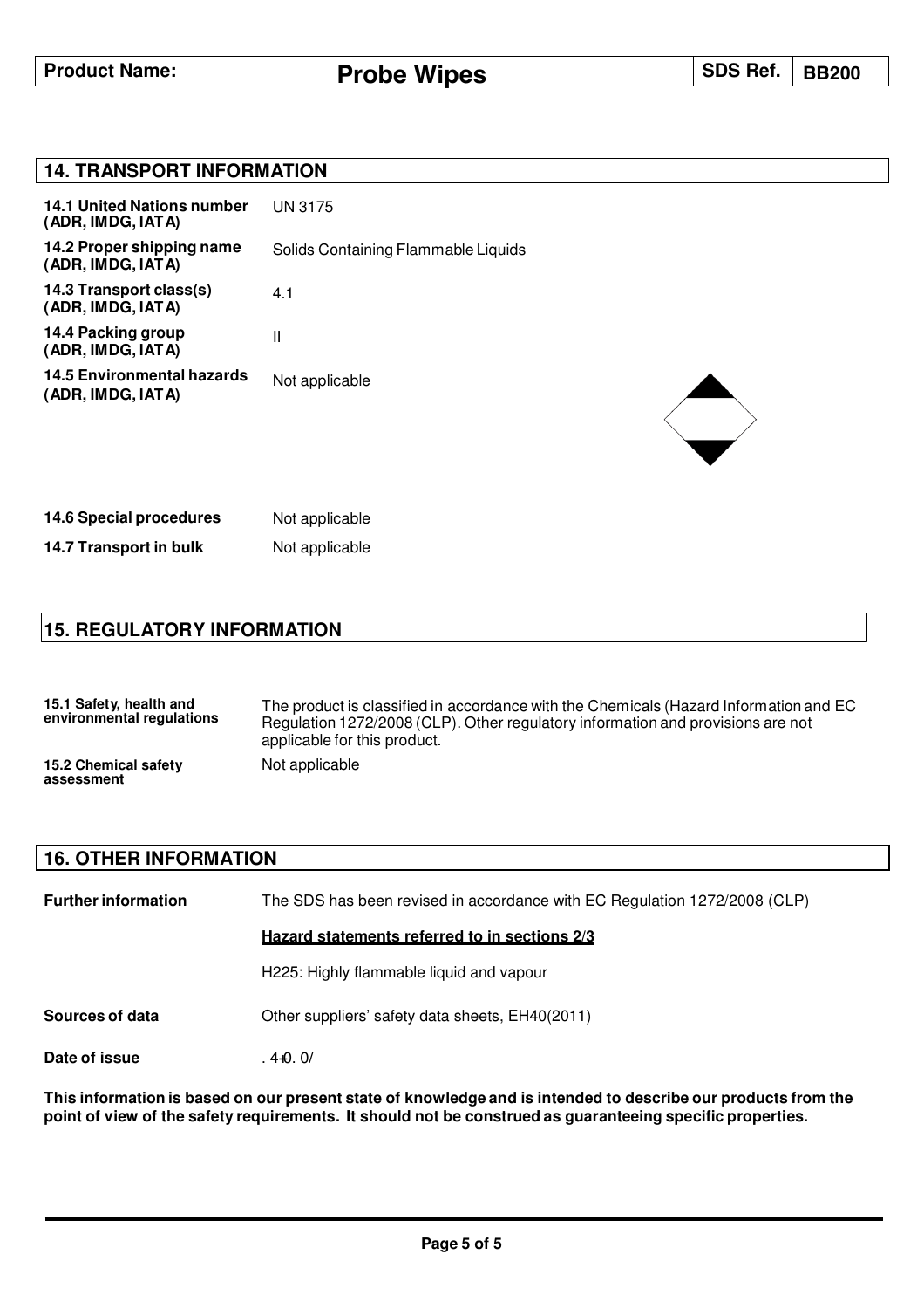| Product Name: | Probe Wipes | SDS Ref. | BB200 |
|---|---|---|---|

## 14. TRANSPORT INFORMATION

| | |
|---|---|
| **14.1 United Nations number (ADR, IMDG, IATA)** | UN 3175 |
| **14.2 Proper shipping name (ADR, IMDG, IATA)** | Solids Containing Flammable Liquids |
| **14.3 Transport class(s) (ADR, IMDG, IATA)** | 4.1 |
| **14.4 Packing group (ADR, IMDG, IATA)** | II |
| **14.5 Environmental hazards (ADR, IMDG, IATA)** | Not applicable |
| **14.6 Special procedures** | Not applicable |
| **14.7 Transport in bulk** | Not applicable |

## 15. REGULATORY INFORMATION

| | |
|---|---|
| **15.1 Safety, health and environmental regulations** | The product is classified in accordance with the Chemicals (Hazard Information and EC Regulation 1272/2008 (CLP). Other regulatory information and provisions are not applicable for this product. |
| **15.2 Chemical safety assessment** | Not applicable |

## 16. OTHER INFORMATION

**Further information**

The SDS has been revised in accordance with EC Regulation 1272/2008 (CLP)

**Hazard statements referred to in sections 2/3**

H225: Highly flammable liquid and vapour

**Sources of data**

Other suppliers' safety data sheets, EH40(2011)

**Date of issue**

. 4+0. 0/

**This information is based on our present state of knowledge and is intended to describe our products from the point of view of the safety requirements. It should not be construed as guaranteeing specific properties.**